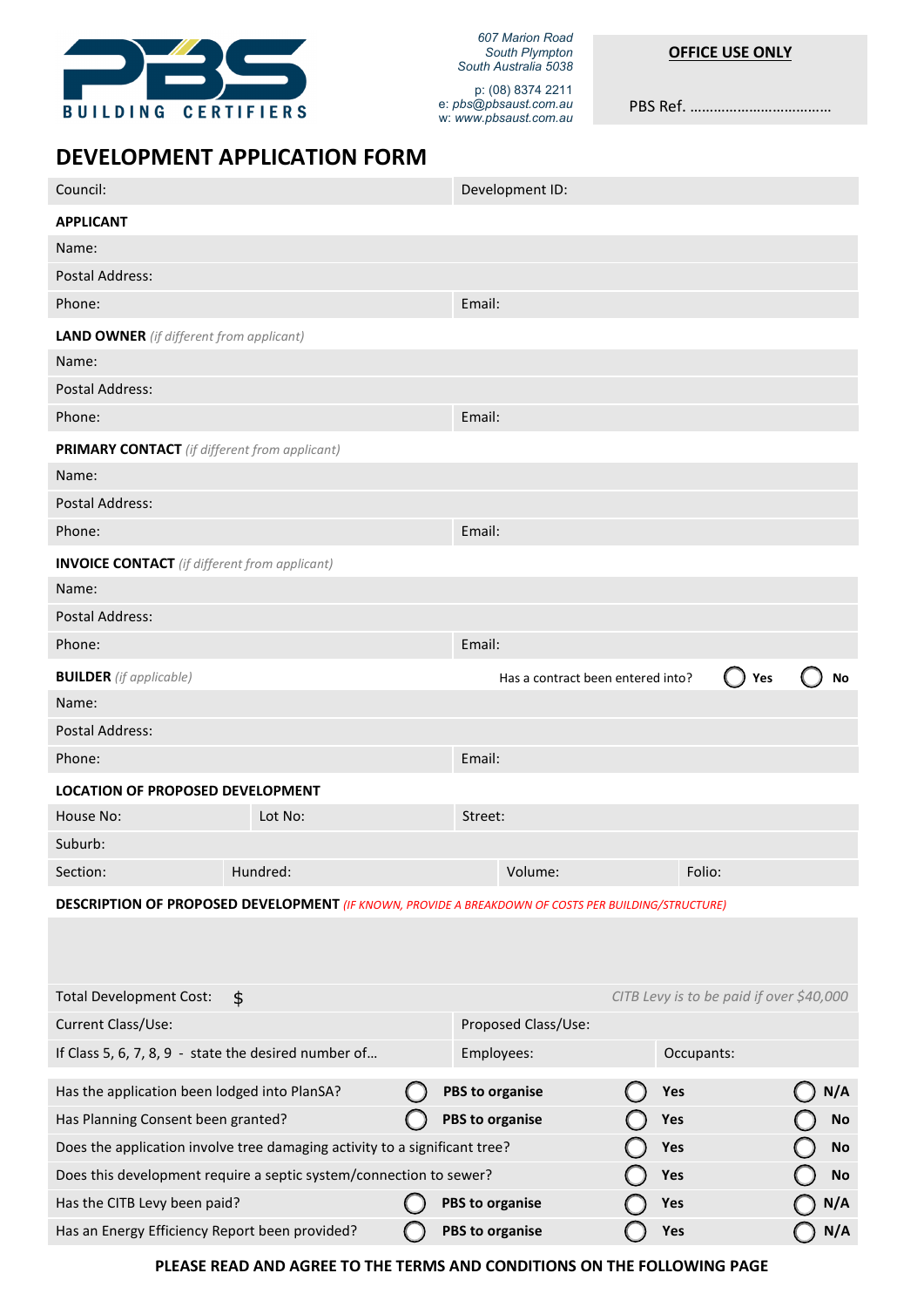**PBS BUILDING CERTIFIERS**

*607 Marion Road*
*South Plympton*
*South Australia 5038*

p: (08) 8374 2211
e: *pbs@pbsaust.com.au*
w: *www.pbsaust.com.au*

**OFFICE USE ONLY**

PBS Ref. ………………………………

# DEVELOPMENT APPLICATION FORM

| Council: | Development ID: |
|---|---|

**APPLICANT**

| Name: | |
|---|---|
| Postal Address: | |
| Phone: | Email: |

**LAND OWNER** *(if different from applicant)*

| Name: | |
|---|---|
| Postal Address: | |
| Phone: | Email: |

**PRIMARY CONTACT** *(if different from applicant)*

| Name: | |
|---|---|
| Postal Address: | |
| Phone: | Email: |

**INVOICE CONTACT** *(if different from applicant)*

| Name: | |
|---|---|
| Postal Address: | |
| Phone: | Email: |

**BUILDER** *(if applicable)* Has a contract been entered into? ◯ **Yes** ◯ **No**

| Name: | |
|---|---|
| Postal Address: | |
| Phone: | Email: |

**LOCATION OF PROPOSED DEVELOPMENT**

| House No: | Lot No: | Street: | |
|---|---|---|---|
| Suburb: | | | |
| Section: | Hundred: | Volume: | Folio: |

**DESCRIPTION OF PROPOSED DEVELOPMENT** *(IF KNOWN, PROVIDE A BREAKDOWN OF COSTS PER BUILDING/STRUCTURE)*

| Total Development Cost: $ | *CITB Levy is to be paid if over $40,000* | |
|---|---|---|
| Current Class/Use: | Proposed Class/Use: | |
| If Class 5, 6, 7, 8, 9 - state the desired number of… | Employees: | Occupants: |

| | | | |
|---|---|---|---|
| Has the application been lodged into PlanSA? | ◯ **PBS to organise** | ◯ **Yes** | ◯ **N/A** |
| Has Planning Consent been granted? | ◯ **PBS to organise** | ◯ **Yes** | ◯ **No** |
| Does the application involve tree damaging activity to a significant tree? | | ◯ **Yes** | ◯ **No** |
| Does this development require a septic system/connection to sewer? | | ◯ **Yes** | ◯ **No** |
| Has the CITB Levy been paid? | ◯ **PBS to organise** | ◯ **Yes** | ◯ **N/A** |
| Has an Energy Efficiency Report been provided? | ◯ **PBS to organise** | ◯ **Yes** | ◯ **N/A** |

**PLEASE READ AND AGREE TO THE TERMS AND CONDITIONS ON THE FOLLOWING PAGE**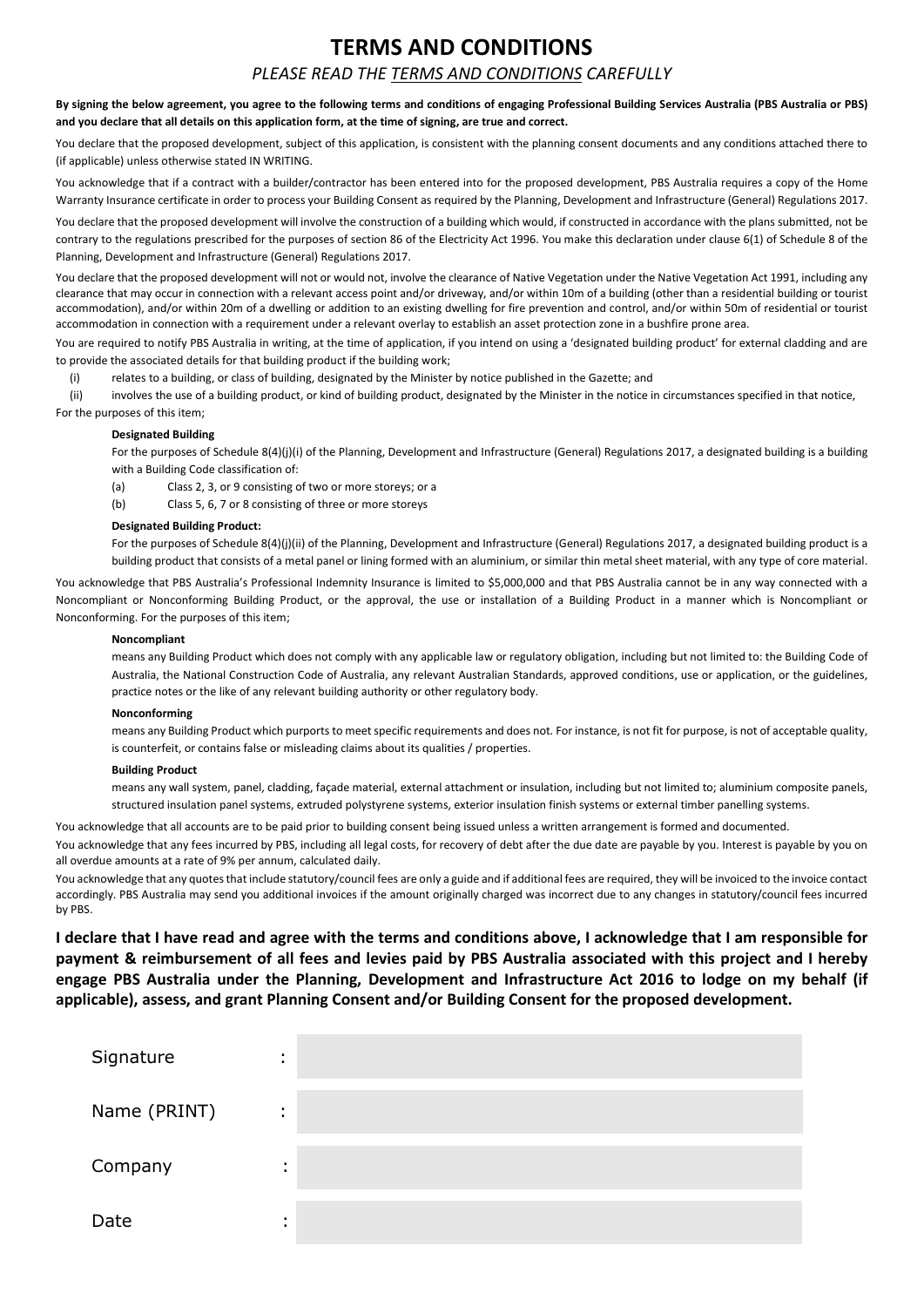# TERMS AND CONDITIONS

*PLEASE READ THE TERMS AND CONDITIONS CAREFULLY*

**By signing the below agreement, you agree to the following terms and conditions of engaging Professional Building Services Australia (PBS Australia or PBS) and you declare that all details on this application form, at the time of signing, are true and correct.**

You declare that the proposed development, subject of this application, is consistent with the planning consent documents and any conditions attached there to (if applicable) unless otherwise stated IN WRITING.

You acknowledge that if a contract with a builder/contractor has been entered into for the proposed development, PBS Australia requires a copy of the Home Warranty Insurance certificate in order to process your Building Consent as required by the Planning, Development and Infrastructure (General) Regulations 2017.

You declare that the proposed development will involve the construction of a building which would, if constructed in accordance with the plans submitted, not be contrary to the regulations prescribed for the purposes of section 86 of the Electricity Act 1996. You make this declaration under clause 6(1) of Schedule 8 of the Planning, Development and Infrastructure (General) Regulations 2017.

You declare that the proposed development will not or would not, involve the clearance of Native Vegetation under the Native Vegetation Act 1991, including any clearance that may occur in connection with a relevant access point and/or driveway, and/or within 10m of a building (other than a residential building or tourist accommodation), and/or within 20m of a dwelling or addition to an existing dwelling for fire prevention and control, and/or within 50m of residential or tourist accommodation in connection with a requirement under a relevant overlay to establish an asset protection zone in a bushfire prone area.

You are required to notify PBS Australia in writing, at the time of application, if you intend on using a 'designated building product' for external cladding and are to provide the associated details for that building product if the building work;

(i) relates to a building, or class of building, designated by the Minister by notice published in the Gazette; and

(ii) involves the use of a building product, or kind of building product, designated by the Minister in the notice in circumstances specified in that notice,

For the purposes of this item;

> **Designated Building**
>
> For the purposes of Schedule 8(4)(j)(i) of the Planning, Development and Infrastructure (General) Regulations 2017, a designated building is a building with a Building Code classification of:
>
> (a) Class 2, 3, or 9 consisting of two or more storeys; or a
>
> (b) Class 5, 6, 7 or 8 consisting of three or more storeys
>
> **Designated Building Product:**
>
> For the purposes of Schedule 8(4)(j)(ii) of the Planning, Development and Infrastructure (General) Regulations 2017, a designated building product is a building product that consists of a metal panel or lining formed with an aluminium, or similar thin metal sheet material, with any type of core material.

You acknowledge that PBS Australia's Professional Indemnity Insurance is limited to $5,000,000 and that PBS Australia cannot be in any way connected with a Noncompliant or Nonconforming Building Product, or the approval, the use or installation of a Building Product in a manner which is Noncompliant or Nonconforming. For the purposes of this item;

> **Noncompliant**
>
> means any Building Product which does not comply with any applicable law or regulatory obligation, including but not limited to: the Building Code of Australia, the National Construction Code of Australia, any relevant Australian Standards, approved conditions, use or application, or the guidelines, practice notes or the like of any relevant building authority or other regulatory body.
>
> **Nonconforming**
>
> means any Building Product which purports to meet specific requirements and does not. For instance, is not fit for purpose, is not of acceptable quality, is counterfeit, or contains false or misleading claims about its qualities / properties.
>
> **Building Product**
>
> means any wall system, panel, cladding, façade material, external attachment or insulation, including but not limited to; aluminium composite panels, structured insulation panel systems, extruded polystyrene systems, exterior insulation finish systems or external timber panelling systems.

You acknowledge that all accounts are to be paid prior to building consent being issued unless a written arrangement is formed and documented.

You acknowledge that any fees incurred by PBS, including all legal costs, for recovery of debt after the due date are payable by you. Interest is payable by you on all overdue amounts at a rate of 9% per annum, calculated daily.

You acknowledge that any quotes that include statutory/council fees are only a guide and if additional fees are required, they will be invoiced to the invoice contact accordingly. PBS Australia may send you additional invoices if the amount originally charged was incorrect due to any changes in statutory/council fees incurred by PBS.

**I declare that I have read and agree with the terms and conditions above, I acknowledge that I am responsible for payment & reimbursement of all fees and levies paid by PBS Australia associated with this project and I hereby engage PBS Australia under the Planning, Development and Infrastructure Act 2016 to lodge on my behalf (if applicable), assess, and grant Planning Consent and/or Building Consent for the proposed development.**

| | | |
|---|---|---|
| Signature | : | |
| Name (PRINT) | : | |
| Company | : | |
| Date | : | |